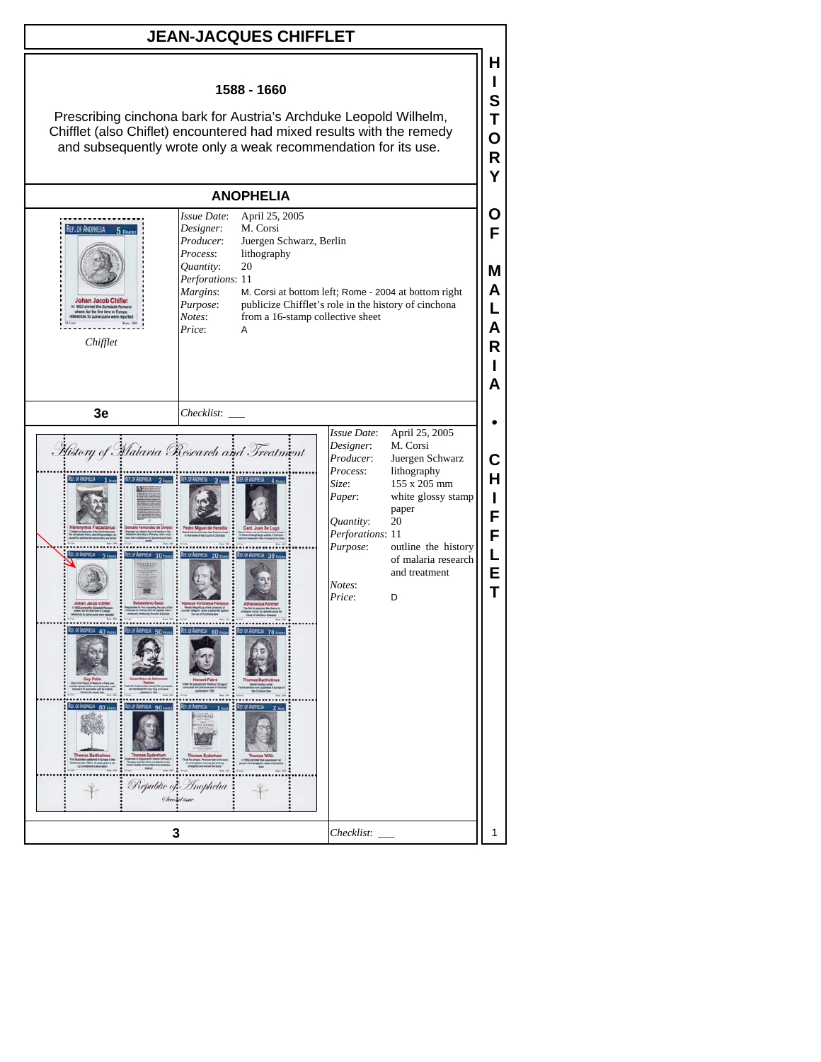# JEAN-JACQUES CHIFFLET

**1588 - 1660**

Prescribing cinchona bark for Austria's Archduke Leopold Wilhelm, Chifflet (also Chiflet) encountered had mixed results with the remedy and subsequently wrote only a weak recommendation for its use.

## ANOPHELIA

*Chifflet*

| | |
|---|---|
| *Issue Date*: | April 25, 2005 |
| *Designer*: | M. Corsi |
| *Producer*: | Juergen Schwarz, Berlin |
| *Process*: | lithography |
| *Quantity*: | 20 |
| *Perforations*: | 11 |
| *Margins*: | M. Corsi at bottom left; Rome - 2004 at bottom right |
| *Purpose*: | publicize Chifflet's role in the history of cinchona |
| *Notes*: | from a 16-stamp collective sheet |
| *Price*: | A |

**3e** *Checklist*: ___

| | |
|---|---|
| *Issue Date*: | April 25, 2005 |
| *Designer*: | M. Corsi |
| *Producer*: | Juergen Schwarz |
| *Process*: | lithography |
| *Size*: | 155 x 205 mm |
| *Paper*: | white glossy stamp paper |
| *Quantity*: | 20 |
| *Perforations*: | 11 |
| *Purpose*: | outline the history of malaria research and treatment |
| *Notes*: | |
| *Price*: | D |

**3** *Checklist*: ___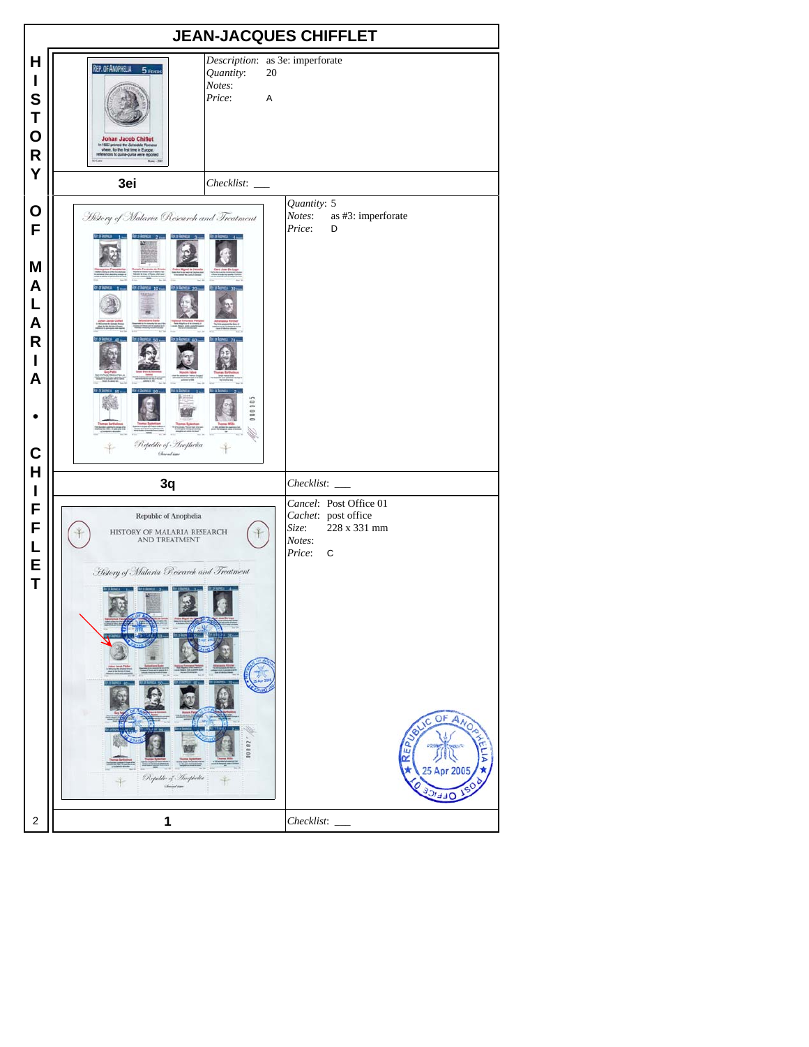# JEAN-JACQUES CHIFFLET

HISTORY OF MALARIA • CHIFFLET

| | |
|---|---|
| **3ei** | *Description*: as 3e: imperforate<br>*Quantity*: 20<br>*Notes*:<br>*Price*: A<br><br>*Checklist*: ___ |
| **3q** | *Quantity*: 5<br>*Notes*: as #3: imperforate<br>*Price*: D<br><br>*Checklist*: ___ |
| **1** | *Cancel*: Post Office 01<br>*Cachet*: post office<br>*Size*: 228 x 331 mm<br>*Notes*:<br>*Price*: C<br><br>*Checklist*: ___ |